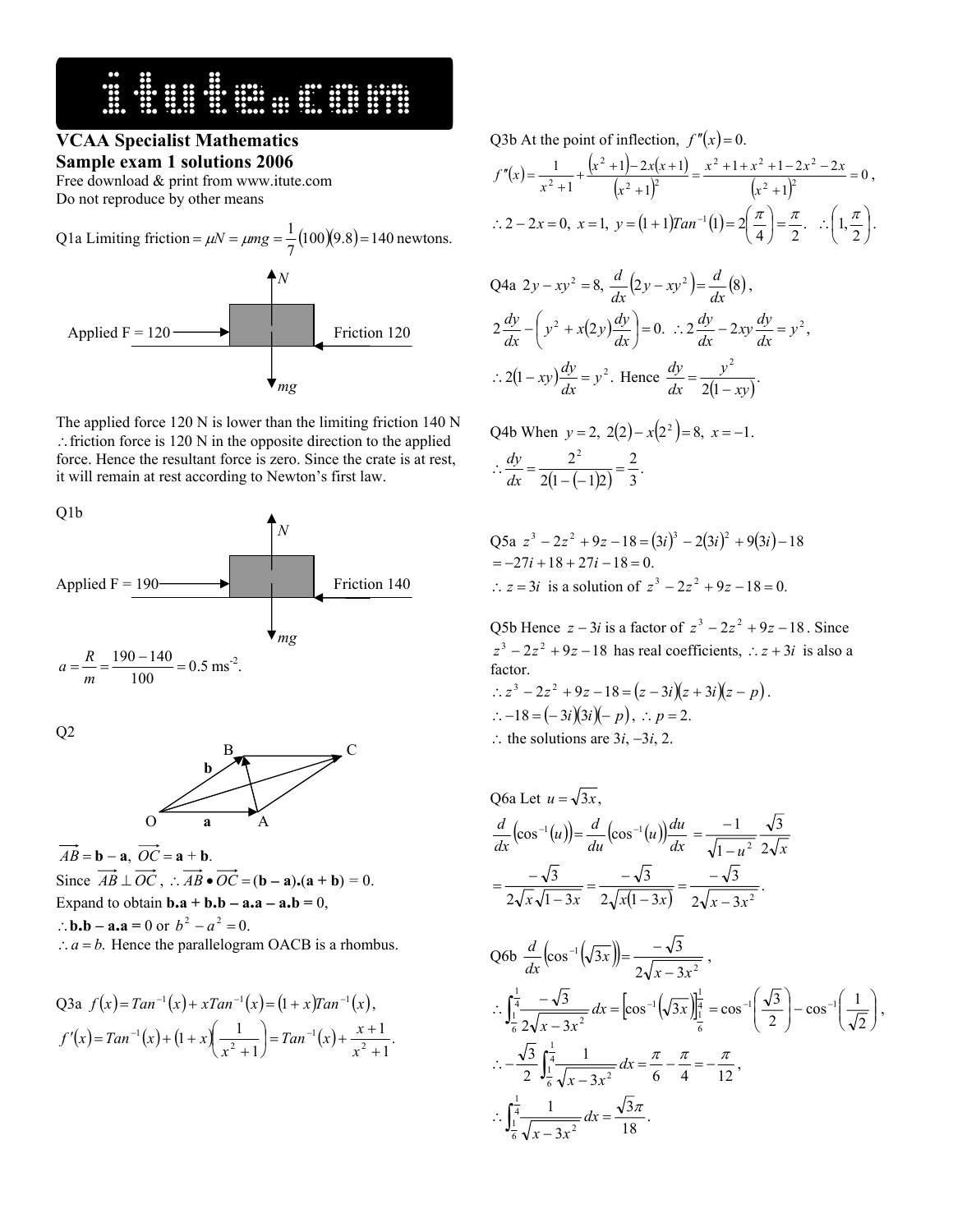**VCAA Specialist Mathematics**
**Sample exam 1 solutions 2006**
Free download & print from www.itute.com
Do not reproduce by other means

Q1a Limiting friction $= \mu N = \mu mg = \frac{1}{7}(100)(9.8) = 140$ newtons.

N

Applied F = 120 Friction 120

mg

The applied force 120 N is lower than the limiting friction 140 N $\therefore$ friction force is 120 N in the opposite direction to the applied force. Hence the resultant force is zero. Since the crate is at rest, it will remain at rest according to Newton's first law.

Q1b

N

Applied F = 190 Friction 140

mg

$a = \frac{R}{m} = \frac{190 - 140}{100} = 0.5$ ms$^{-2}$.

Q2

B C
b
O a A

$\overrightarrow{AB} = \mathbf{b} - \mathbf{a}$, $\overrightarrow{OC} = \mathbf{a} + \mathbf{b}$.
Since $\overrightarrow{AB} \perp \overrightarrow{OC}$, $\therefore \overrightarrow{AB} \bullet \overrightarrow{OC} = (\mathbf{b} - \mathbf{a}).(\mathbf{a} + \mathbf{b}) = 0$.
Expand to obtain $\mathbf{b.a} + \mathbf{b.b} - \mathbf{a.a} - \mathbf{a.b} = 0$,
$\therefore \mathbf{b.b} - \mathbf{a.a} = 0$ or $b^2 - a^2 = 0$.
$\therefore a = b$. Hence the parallelogram OACB is a rhombus.

Q3a $f(x) = Tan^{-1}(x) + xTan^{-1}(x) = (1 + x)Tan^{-1}(x)$,
$f'(x) = Tan^{-1}(x) + (1 + x)\left(\frac{1}{x^2 + 1}\right) = Tan^{-1}(x) + \frac{x + 1}{x^2 + 1}$.

Q3b At the point of inflection, $f''(x) = 0$.
$f''(x) = \frac{1}{x^2 + 1} + \frac{(x^2 + 1) - 2x(x + 1)}{(x^2 + 1)^2} = \frac{x^2 + 1 + x^2 + 1 - 2x^2 - 2x}{(x^2 + 1)^2} = 0$,
$\therefore 2 - 2x = 0,\ x = 1,\ y = (1 + 1)Tan^{-1}(1) = 2\left(\frac{\pi}{4}\right) = \frac{\pi}{2}.\ \therefore \left(1, \frac{\pi}{2}\right)$.

Q4a $2y - xy^2 = 8,\ \frac{d}{dx}(2y - xy^2) = \frac{d}{dx}(8)$,
$2\frac{dy}{dx} - \left(y^2 + x(2y)\frac{dy}{dx}\right) = 0.\ \therefore 2\frac{dy}{dx} - 2xy\frac{dy}{dx} = y^2$,
$\therefore 2(1 - xy)\frac{dy}{dx} = y^2$. Hence $\frac{dy}{dx} = \frac{y^2}{2(1 - xy)}$.

Q4b When $y = 2,\ 2(2) - x(2^2) = 8,\ x = -1$.
$\therefore \frac{dy}{dx} = \frac{2^2}{2(1 - (-1)2)} = \frac{2}{3}$.

Q5a $z^3 - 2z^2 + 9z - 18 = (3i)^3 - 2(3i)^2 + 9(3i) - 18$
$= -27i + 18 + 27i - 18 = 0$.
$\therefore z = 3i$ is a solution of $z^3 - 2z^2 + 9z - 18 = 0$.

Q5b Hence $z - 3i$ is a factor of $z^3 - 2z^2 + 9z - 18$. Since $z^3 - 2z^2 + 9z - 18$ has real coefficients, $\therefore z + 3i$ is also a factor.
$\therefore z^3 - 2z^2 + 9z - 18 = (z - 3i)(z + 3i)(z - p)$.
$\therefore -18 = (-3i)(3i)(-p)$, $\therefore p = 2$.
$\therefore$ the solutions are $3i, -3i, 2$.

Q6a Let $u = \sqrt{3x}$,
$\frac{d}{dx}(\cos^{-1}(u)) = \frac{d}{du}(\cos^{-1}(u))\frac{du}{dx} = \frac{-1}{\sqrt{1 - u^2}}\frac{\sqrt{3}}{2\sqrt{x}}$
$= \frac{-\sqrt{3}}{2\sqrt{x}\sqrt{1 - 3x}} = \frac{-\sqrt{3}}{2\sqrt{x(1 - 3x)}} = \frac{-\sqrt{3}}{2\sqrt{x - 3x^2}}$.

Q6b $\frac{d}{dx}\left(\cos^{-1}(\sqrt{3x})\right) = \frac{-\sqrt{3}}{2\sqrt{x - 3x^2}}$,
$\therefore \int_{\frac{1}{6}}^{\frac{1}{4}} \frac{-\sqrt{3}}{2\sqrt{x - 3x^2}}dx = \left[\cos^{-1}(\sqrt{3x})\right]_{\frac{1}{6}}^{\frac{1}{4}} = \cos^{-1}\left(\frac{\sqrt{3}}{2}\right) - \cos^{-1}\left(\frac{1}{\sqrt{2}}\right)$,
$\therefore -\frac{\sqrt{3}}{2}\int_{\frac{1}{6}}^{\frac{1}{4}} \frac{1}{\sqrt{x - 3x^2}}dx = \frac{\pi}{6} - \frac{\pi}{4} = -\frac{\pi}{12}$,
$\therefore \int_{\frac{1}{6}}^{\frac{1}{4}} \frac{1}{\sqrt{x - 3x^2}}dx = \frac{\sqrt{3}\pi}{18}$.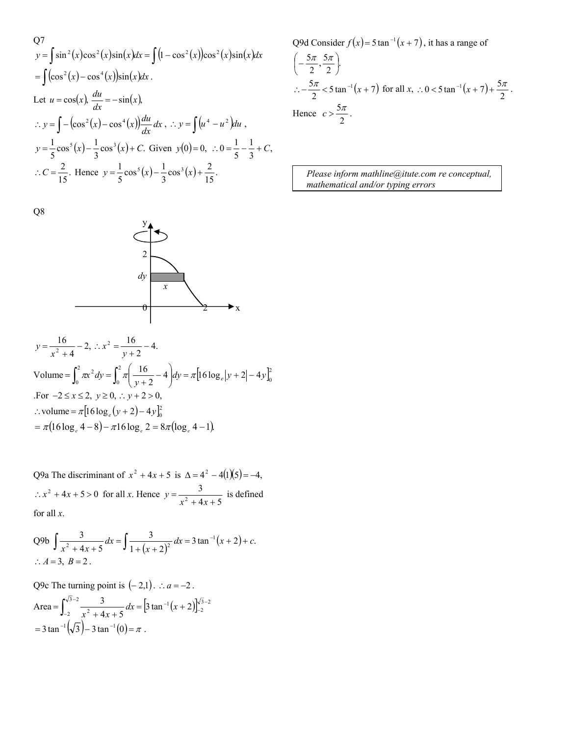Q7

$y = \int \sin^2(x)\cos^2(x)\sin(x)dx = \int (1-\cos^2(x))\cos^2(x)\sin(x)dx$

$= \int (\cos^2(x) - \cos^4(x))\sin(x)dx$.

Let $u = \cos(x)$, $\frac{du}{dx} = -\sin(x)$,

$\therefore y = \int -(\cos^2(x) - \cos^4(x))\frac{du}{dx}dx$, $\therefore y = \int (u^4 - u^2)du$,

$y = \frac{1}{5}\cos^5(x) - \frac{1}{3}\cos^3(x) + C$. Given $y(0) = 0$, $\therefore 0 = \frac{1}{5} - \frac{1}{3} + C$,

$\therefore C = \frac{2}{15}$. Hence $y = \frac{1}{5}\cos^5(x) - \frac{1}{3}\cos^3(x) + \frac{2}{15}$.

Q8

y
2
dy
x
0
2
x

$y = \frac{16}{x^2+4} - 2$, $\therefore x^2 = \frac{16}{y+2} - 4$.

$\text{Volume} = \int_0^2 \pi x^2 dy = \int_0^2 \pi\left(\frac{16}{y+2} - 4\right)dy = \pi\left[16\log_e|y+2| - 4y\right]_0^2$

.For $-2 \le x \le 2$, $y \ge 0$, $\therefore y+2 > 0$,

$\therefore \text{volume} = \pi\left[16\log_e(y+2) - 4y\right]_0^2$

$= \pi(16\log_e 4 - 8) - \pi 16\log_e 2 = 8\pi(\log_e 4 - 1)$.

Q9a The discriminant of $x^2 + 4x + 5$ is $\Delta = 4^2 - 4(1)(5) = -4$,

$\therefore x^2 + 4x + 5 > 0$ for all $x$. Hence $y = \frac{3}{x^2+4x+5}$ is defined for all $x$.

Q9b $\int \frac{3}{x^2+4x+5}dx = \int \frac{3}{1+(x+2)^2}dx = 3\tan^{-1}(x+2) + c$.

$\therefore A = 3$, $B = 2$.

Q9c The turning point is $(-2,1)$. $\therefore a = -2$.

$\text{Area} = \int_{-2}^{\sqrt{3}-2} \frac{3}{x^2+4x+5}dx = \left[3\tan^{-1}(x+2)\right]_{-2}^{\sqrt{3}-2}$

$= 3\tan^{-1}(\sqrt{3}) - 3\tan^{-1}(0) = \pi$.

Q9d Consider $f(x) = 5\tan^{-1}(x+7)$, it has a range of $\left(-\frac{5\pi}{2}, \frac{5\pi}{2}\right)$.

$\therefore -\frac{5\pi}{2} < 5\tan^{-1}(x+7)$ for all $x$, $\therefore 0 < 5\tan^{-1}(x+7) + \frac{5\pi}{2}$.

Hence $c > \frac{5\pi}{2}$.

*Please inform mathline@itute.com re conceptual, mathematical and/or typing errors*